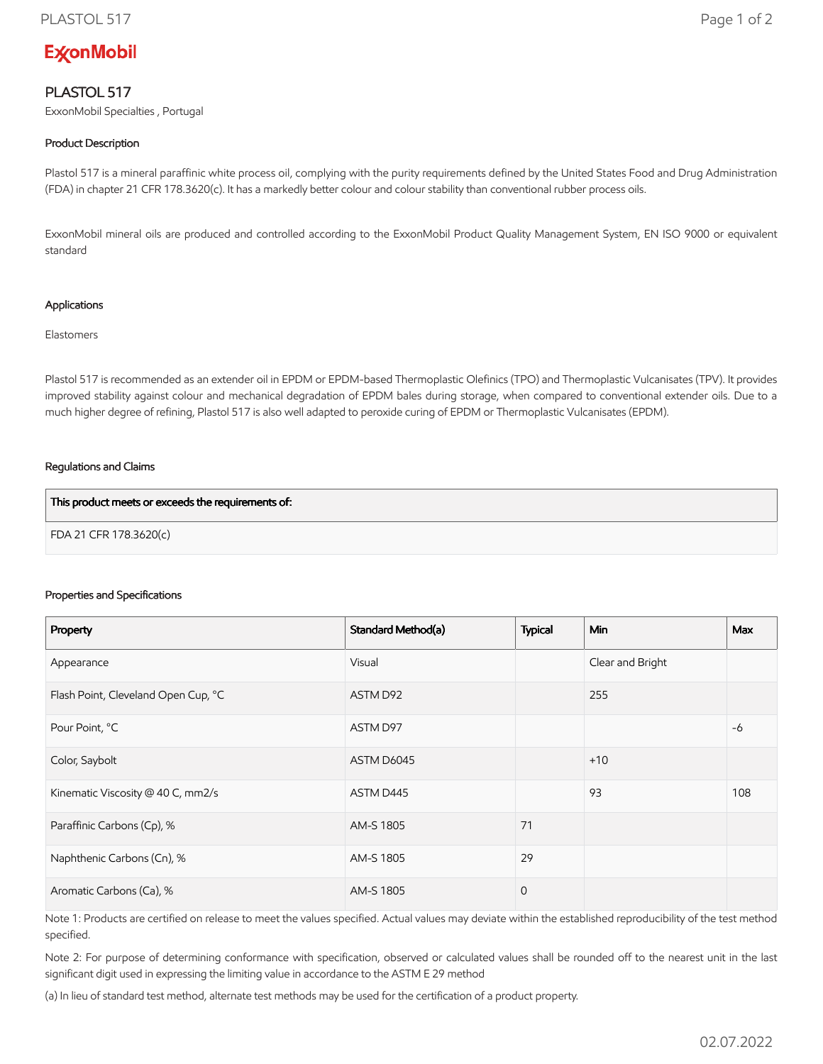ExxonMobil

# PLASTOL 517

ExxonMobil Specialties , Portugal

### Product Description

Plastol 517 is a mineral paraffinic white process oil, complying with the purity requirements defined by the United States Food and Drug Administration (FDA) in chapter 21 CFR 178.3620(c). It has a markedly better colour and colour stability than conventional rubber process oils.

ExxonMobil mineral oils are produced and controlled according to the ExxonMobil Product Quality Management System, EN ISO 9000 or equivalent standard

### Applications

Elastomers

Plastol 517 is recommended as an extender oil in EPDM or EPDM-based Thermoplastic Olefinics (TPO) and Thermoplastic Vulcanisates (TPV). It provides improved stability against colour and mechanical degradation of EPDM bales during storage, when compared to conventional extender oils. Due to a much higher degree of refining, Plastol 517 is also well adapted to peroxide curing of EPDM or Thermoplastic Vulcanisates (EPDM).

### Regulations and Claims

| This product meets or exceeds the requirements of: |
| --- |
| FDA 21 CFR 178.3620(c) |

### Properties and Specifications

| Property | Standard Method(a) | Typical | Min | Max |
| --- | --- | --- | --- | --- |
| Appearance | Visual | | Clear and Bright | |
| Flash Point, Cleveland Open Cup, °C | ASTM D92 | | 255 | |
| Pour Point, °C | ASTM D97 | | | -6 |
| Color, Saybolt | ASTM D6045 | | +10 | |
| Kinematic Viscosity @ 40 C, mm2/s | ASTM D445 | | 93 | 108 |
| Paraffinic Carbons (Cp), % | AM-S 1805 | 71 | | |
| Naphthenic Carbons (Cn), % | AM-S 1805 | 29 | | |
| Aromatic Carbons (Ca), % | AM-S 1805 | 0 | | |

Note 1: Products are certified on release to meet the values specified. Actual values may deviate within the established reproducibility of the test method specified.

Note 2: For purpose of determining conformance with specification, observed or calculated values shall be rounded off to the nearest unit in the last significant digit used in expressing the limiting value in accordance to the ASTM E 29 method

(a) In lieu of standard test method, alternate test methods may be used for the certification of a product property.

02.07.2022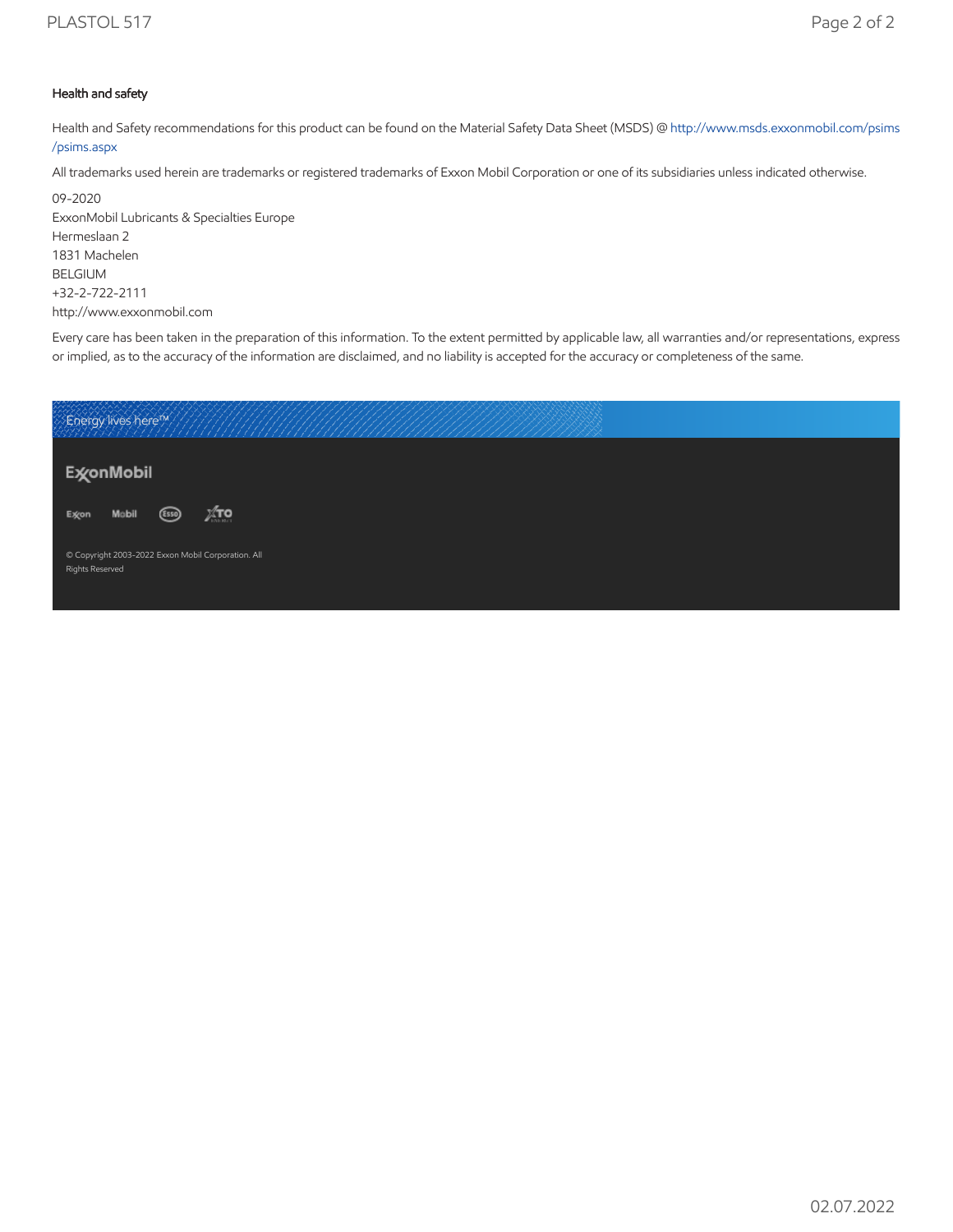### Health and safety

Health and Safety recommendations for this product can be found on the Material Safety Data Sheet (MSDS) @ http://www.msds.exxonmobil.com/psims/psims.aspx

All trademarks used herein are trademarks or registered trademarks of Exxon Mobil Corporation or one of its subsidiaries unless indicated otherwise.

09-2020
ExxonMobil Lubricants & Specialties Europe
Hermeslaan 2
1831 Machelen
BELGIUM
+32-2-722-2111
http://www.exxonmobil.com

Every care has been taken in the preparation of this information. To the extent permitted by applicable law, all warranties and/or representations, express or implied, as to the accuracy of the information are disclaimed, and no liability is accepted for the accuracy or completeness of the same.

Energy lives here™

ExxonMobil

Exxon Mobil Esso XTO

© Copyright 2003-2022 Exxon Mobil Corporation. All Rights Reserved